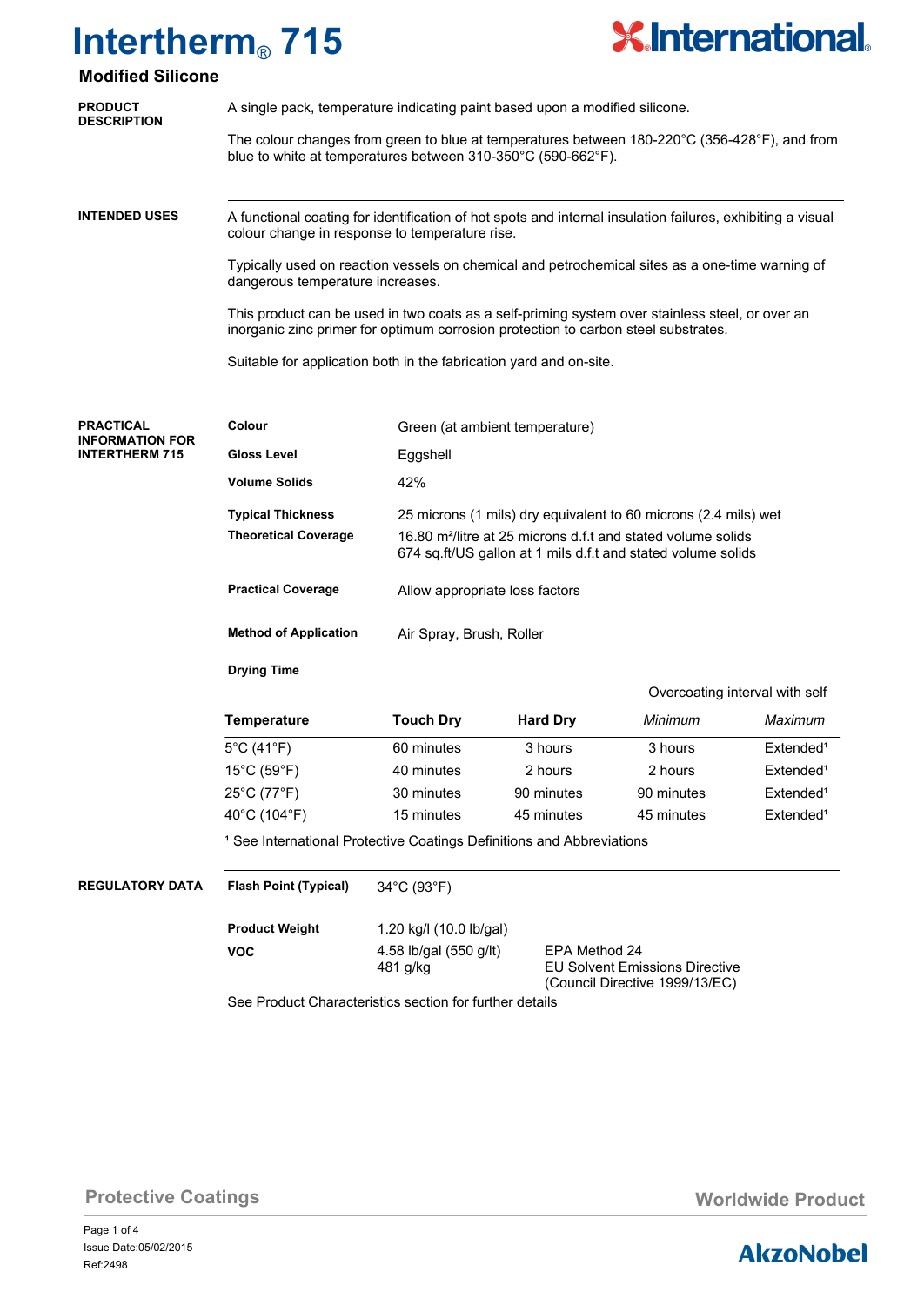# Intertherm® 715

## Modified Silicone

**PRODUCT DESCRIPTION**

A single pack, temperature indicating paint based upon a modified silicone.

The colour changes from green to blue at temperatures between 180-220°C (356-428°F), and from blue to white at temperatures between 310-350°C (590-662°F).

**INTENDED USES**

A functional coating for identification of hot spots and internal insulation failures, exhibiting a visual colour change in response to temperature rise.

Typically used on reaction vessels on chemical and petrochemical sites as a one-time warning of dangerous temperature increases.

This product can be used in two coats as a self-priming system over stainless steel, or over an inorganic zinc primer for optimum corrosion protection to carbon steel substrates.

Suitable for application both in the fabrication yard and on-site.

**PRACTICAL INFORMATION FOR INTERTHERM 715**

| | |
|---|---|
| **Colour** | Green (at ambient temperature) |
| **Gloss Level** | Eggshell |
| **Volume Solids** | 42% |
| **Typical Thickness** | 25 microns (1 mils) dry equivalent to 60 microns (2.4 mils) wet |
| **Theoretical Coverage** | 16.80 m²/litre at 25 microns d.f.t and stated volume solids<br>674 sq.ft/US gallon at 1 mils d.f.t and stated volume solids |
| **Practical Coverage** | Allow appropriate loss factors |
| **Method of Application** | Air Spray, Brush, Roller |

**Drying Time**

| Temperature | Touch Dry | Hard Dry | Overcoating interval with self: *Minimum* | Overcoating interval with self: *Maximum* |
|---|---|---|---|---|
| 5°C (41°F) | 60 minutes | 3 hours | 3 hours | Extended[1] |
| 15°C (59°F) | 40 minutes | 2 hours | 2 hours | Extended[1] |
| 25°C (77°F) | 30 minutes | 90 minutes | 90 minutes | Extended[1] |
| 40°C (104°F) | 15 minutes | 45 minutes | 45 minutes | Extended[1] |

[1] See International Protective Coatings Definitions and Abbreviations

**REGULATORY DATA**

| | | |
|---|---|---|
| **Flash Point (Typical)** | 34°C (93°F) | |
| **Product Weight** | 1.20 kg/l (10.0 lb/gal) | |
| **VOC** | 4.58 lb/gal (550 g/lt) | EPA Method 24 |
| | 481 g/kg | EU Solvent Emissions Directive (Council Directive 1999/13/EC) |

See Product Characteristics section for further details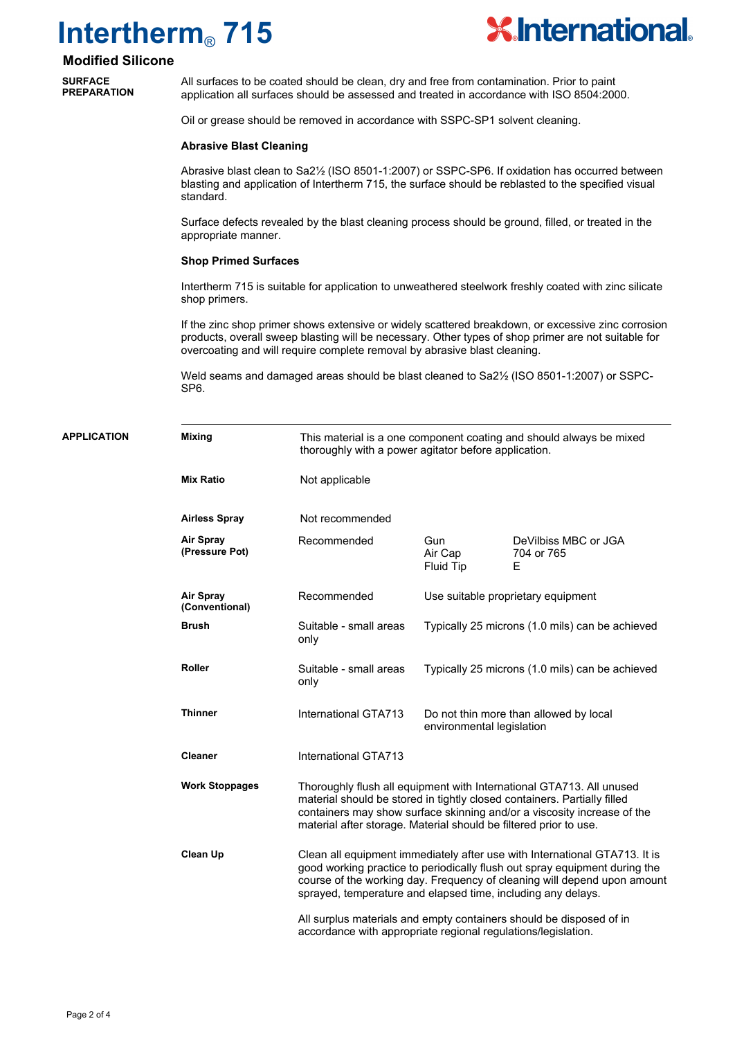# Intertherm® 715

## Modified Silicone

### SURFACE PREPARATION

All surfaces to be coated should be clean, dry and free from contamination. Prior to paint application all surfaces should be assessed and treated in accordance with ISO 8504:2000.

Oil or grease should be removed in accordance with SSPC-SP1 solvent cleaning.

**Abrasive Blast Cleaning**

Abrasive blast clean to Sa2½ (ISO 8501-1:2007) or SSPC-SP6. If oxidation has occurred between blasting and application of Intertherm 715, the surface should be reblasted to the specified visual standard.

Surface defects revealed by the blast cleaning process should be ground, filled, or treated in the appropriate manner.

**Shop Primed Surfaces**

Intertherm 715 is suitable for application to unweathered steelwork freshly coated with zinc silicate shop primers.

If the zinc shop primer shows extensive or widely scattered breakdown, or excessive zinc corrosion products, overall sweep blasting will be necessary. Other types of shop primer are not suitable for overcoating and will require complete removal by abrasive blast cleaning.

Weld seams and damaged areas should be blast cleaned to Sa2½ (ISO 8501-1:2007) or SSPC-SP6.

### APPLICATION

| | | | |
|---|---|---|---|
| **Mixing** | This material is a one component coating and should always be mixed thoroughly with a power agitator before application. | | |
| **Mix Ratio** | Not applicable | | |
| **Airless Spray** | Not recommended | | |
| **Air Spray (Pressure Pot)** | Recommended | Gun<br>Air Cap<br>Fluid Tip | DeVilbiss MBC or JGA<br>704 or 765<br>E |
| **Air Spray (Conventional)** | Recommended | Use suitable proprietary equipment | |
| **Brush** | Suitable - small areas only | Typically 25 microns (1.0 mils) can be achieved | |
| **Roller** | Suitable - small areas only | Typically 25 microns (1.0 mils) can be achieved | |
| **Thinner** | International GTA713 | Do not thin more than allowed by local environmental legislation | |
| **Cleaner** | International GTA713 | | |
| **Work Stoppages** | Thoroughly flush all equipment with International GTA713. All unused material should be stored in tightly closed containers. Partially filled containers may show surface skinning and/or a viscosity increase of the material after storage. Material should be filtered prior to use. | | |
| **Clean Up** | Clean all equipment immediately after use with International GTA713. It is good working practice to periodically flush out spray equipment during the course of the working day. Frequency of cleaning will depend upon amount sprayed, temperature and elapsed time, including any delays.<br><br>All surplus materials and empty containers should be disposed of in accordance with appropriate regional regulations/legislation. | | |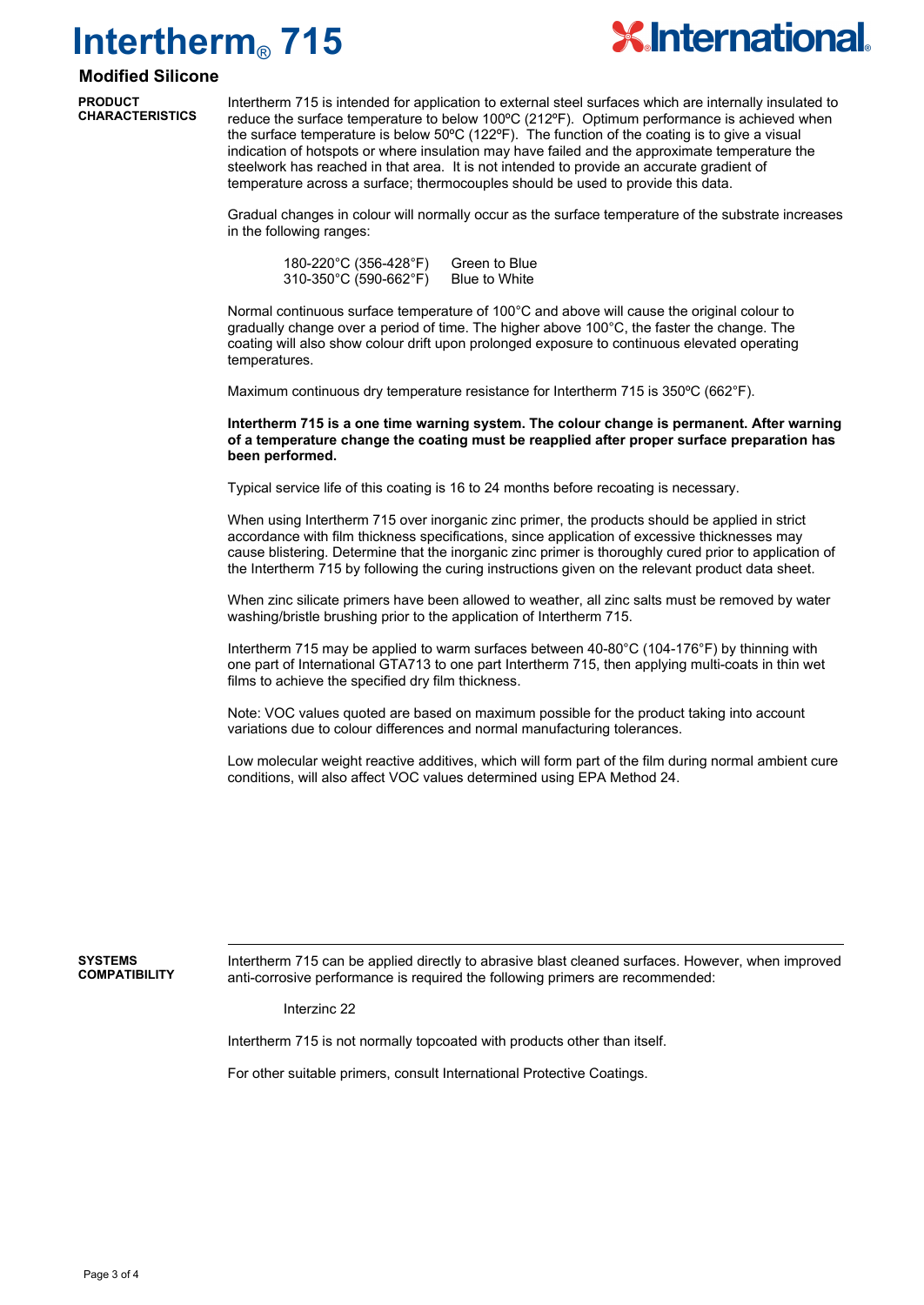# Intertherm® 715

## Modified Silicone

**PRODUCT CHARACTERISTICS**

Intertherm 715 is intended for application to external steel surfaces which are internally insulated to reduce the surface temperature to below 100ºC (212ºF). Optimum performance is achieved when the surface temperature is below 50ºC (122ºF). The function of the coating is to give a visual indication of hotspots or where insulation may have failed and the approximate temperature the steelwork has reached in that area. It is not intended to provide an accurate gradient of temperature across a surface; thermocouples should be used to provide this data.

Gradual changes in colour will normally occur as the surface temperature of the substrate increases in the following ranges:

| | |
|---|---|
| 180-220°C (356-428°F) | Green to Blue |
| 310-350°C (590-662°F) | Blue to White |

Normal continuous surface temperature of 100°C and above will cause the original colour to gradually change over a period of time. The higher above 100°C, the faster the change. The coating will also show colour drift upon prolonged exposure to continuous elevated operating temperatures.

Maximum continuous dry temperature resistance for Intertherm 715 is 350ºC (662°F).

**Intertherm 715 is a one time warning system. The colour change is permanent. After warning of a temperature change the coating must be reapplied after proper surface preparation has been performed.**

Typical service life of this coating is 16 to 24 months before recoating is necessary.

When using Intertherm 715 over inorganic zinc primer, the products should be applied in strict accordance with film thickness specifications, since application of excessive thicknesses may cause blistering. Determine that the inorganic zinc primer is thoroughly cured prior to application of the Intertherm 715 by following the curing instructions given on the relevant product data sheet.

When zinc silicate primers have been allowed to weather, all zinc salts must be removed by water washing/bristle brushing prior to the application of Intertherm 715.

Intertherm 715 may be applied to warm surfaces between 40-80°C (104-176°F) by thinning with one part of International GTA713 to one part Intertherm 715, then applying multi-coats in thin wet films to achieve the specified dry film thickness.

Note: VOC values quoted are based on maximum possible for the product taking into account variations due to colour differences and normal manufacturing tolerances.

Low molecular weight reactive additives, which will form part of the film during normal ambient cure conditions, will also affect VOC values determined using EPA Method 24.

---

**SYSTEMS COMPATIBILITY**

Intertherm 715 can be applied directly to abrasive blast cleaned surfaces. However, when improved anti-corrosive performance is required the following primers are recommended:

Interzinc 22

Intertherm 715 is not normally topcoated with products other than itself.

For other suitable primers, consult International Protective Coatings.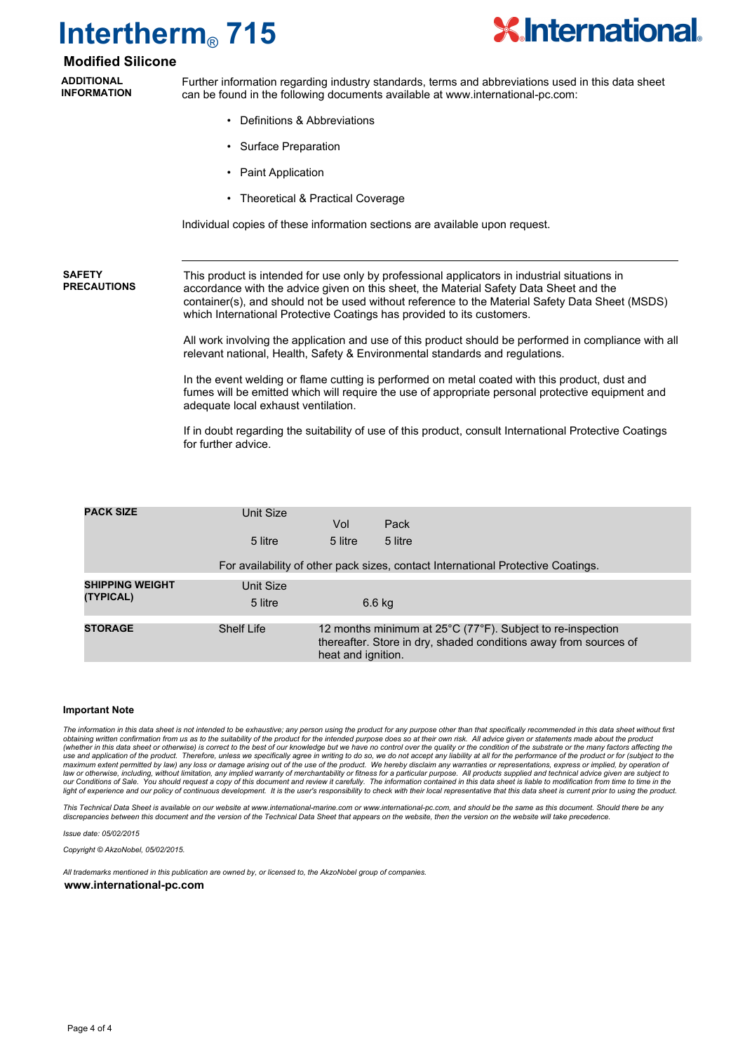# Intertherm® 715

**Modified Silicone**

**ADDITIONAL INFORMATION**

Further information regarding industry standards, terms and abbreviations used in this data sheet can be found in the following documents available at www.international-pc.com:

- Definitions & Abbreviations
- Surface Preparation
- Paint Application
- Theoretical & Practical Coverage

Individual copies of these information sections are available upon request.

---

**SAFETY PRECAUTIONS**

This product is intended for use only by professional applicators in industrial situations in accordance with the advice given on this sheet, the Material Safety Data Sheet and the container(s), and should not be used without reference to the Material Safety Data Sheet (MSDS) which International Protective Coatings has provided to its customers.

All work involving the application and use of this product should be performed in compliance with all relevant national, Health, Safety & Environmental standards and regulations.

In the event welding or flame cutting is performed on metal coated with this product, dust and fumes will be emitted which will require the use of appropriate personal protective equipment and adequate local exhaust ventilation.

If in doubt regarding the suitability of use of this product, consult International Protective Coatings for further advice.

| | | | |
|---|---|---|---|
| **PACK SIZE** | Unit Size | Vol | Pack |
| | 5 litre | 5 litre | 5 litre |

For availability of other pack sizes, contact International Protective Coatings.

| | | |
|---|---|---|
| **SHIPPING WEIGHT (TYPICAL)** | Unit Size | |
| | 5 litre | 6.6 kg |

| | | |
|---|---|---|
| **STORAGE** | Shelf Life | 12 months minimum at 25°C (77°F). Subject to re-inspection thereafter. Store in dry, shaded conditions away from sources of heat and ignition. |

**Important Note**

*The information in this data sheet is not intended to be exhaustive; any person using the product for any purpose other than that specifically recommended in this data sheet without first obtaining written confirmation from us as to the suitability of the product for the intended purpose does so at their own risk. All advice given or statements made about the product (whether in this data sheet or otherwise) is correct to the best of our knowledge but we have no control over the quality or the condition of the substrate or the many factors affecting the use and application of the product. Therefore, unless we specifically agree in writing to do so, we do not accept any liability at all for the performance of the product or for (subject to the maximum extent permitted by law) any loss or damage arising out of the use of the product. We hereby disclaim any warranties or representations, express or implied, by operation of law or otherwise, including, without limitation, any implied warranty of merchantability or fitness for a particular purpose. All products supplied and technical advice given are subject to our Conditions of Sale. You should request a copy of this document and review it carefully. The information contained in this data sheet is liable to modification from time to time in the light of experience and our policy of continuous development. It is the user's responsibility to check with their local representative that this data sheet is current prior to using the product.*

*This Technical Data Sheet is available on our website at www.international-marine.com or www.international-pc.com, and should be the same as this document. Should there be any discrepancies between this document and the version of the Technical Data Sheet that appears on the website, then the version on the website will take precedence.*

*Issue date: 05/02/2015*

*Copyright © AkzoNobel, 05/02/2015.*

*All trademarks mentioned in this publication are owned by, or licensed to, the AkzoNobel group of companies.*

**www.international-pc.com**